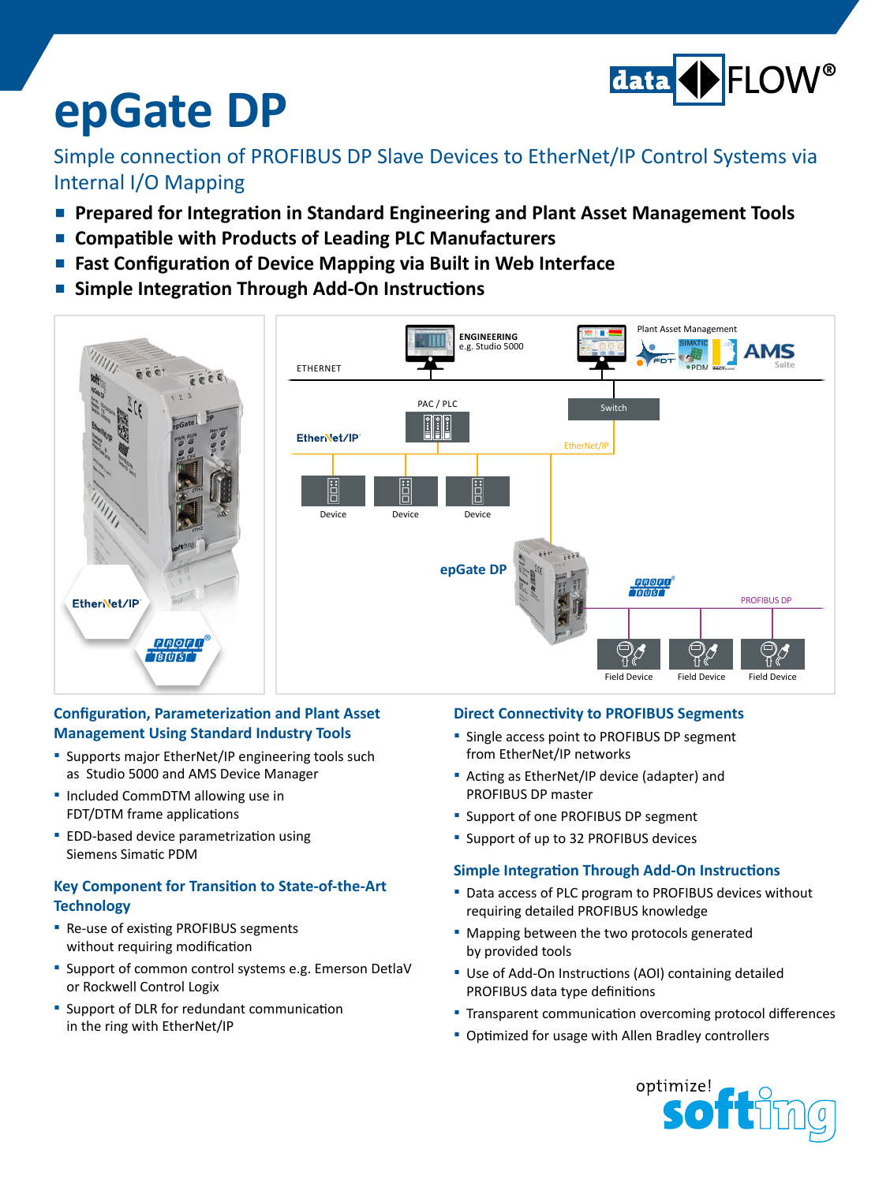# epGate DP

## Simple connection of PROFIBUS DP Slave Devices to EtherNet/IP Control Systems via Internal I/O Mapping

- **Prepared for Integration in Standard Engineering and Plant Asset Management Tools**
- **Compatible with Products of Leading PLC Manufacturers**
- **Fast Configuration of Device Mapping via Built in Web Interface**
- **Simple Integration Through Add-On Instructions**

### Configuration, Parameterization and Plant Asset Management Using Standard Industry Tools

- Supports major EtherNet/IP engineering tools such as Studio 5000 and AMS Device Manager
- Included CommDTM allowing use in FDT/DTM frame applications
- EDD-based device parametrization using Siemens Simatic PDM

### Key Component for Transition to State-of-the-Art Technology

- Re-use of existing PROFIBUS segments without requiring modification
- Support of common control systems e.g. Emerson DetlaV or Rockwell Control Logix
- Support of DLR for redundant communication in the ring with EtherNet/IP

### Direct Connectivity to PROFIBUS Segments

- Single access point to PROFIBUS DP segment from EtherNet/IP networks
- Acting as EtherNet/IP device (adapter) and PROFIBUS DP master
- Support of one PROFIBUS DP segment
- Support of up to 32 PROFIBUS devices

### Simple Integration Through Add-On Instructions

- Data access of PLC program to PROFIBUS devices without requiring detailed PROFIBUS knowledge
- Mapping between the two protocols generated by provided tools
- Use of Add-On Instructions (AOI) containing detailed PROFIBUS data type definitions
- Transparent communication overcoming protocol differences
- Optimized for usage with Allen Bradley controllers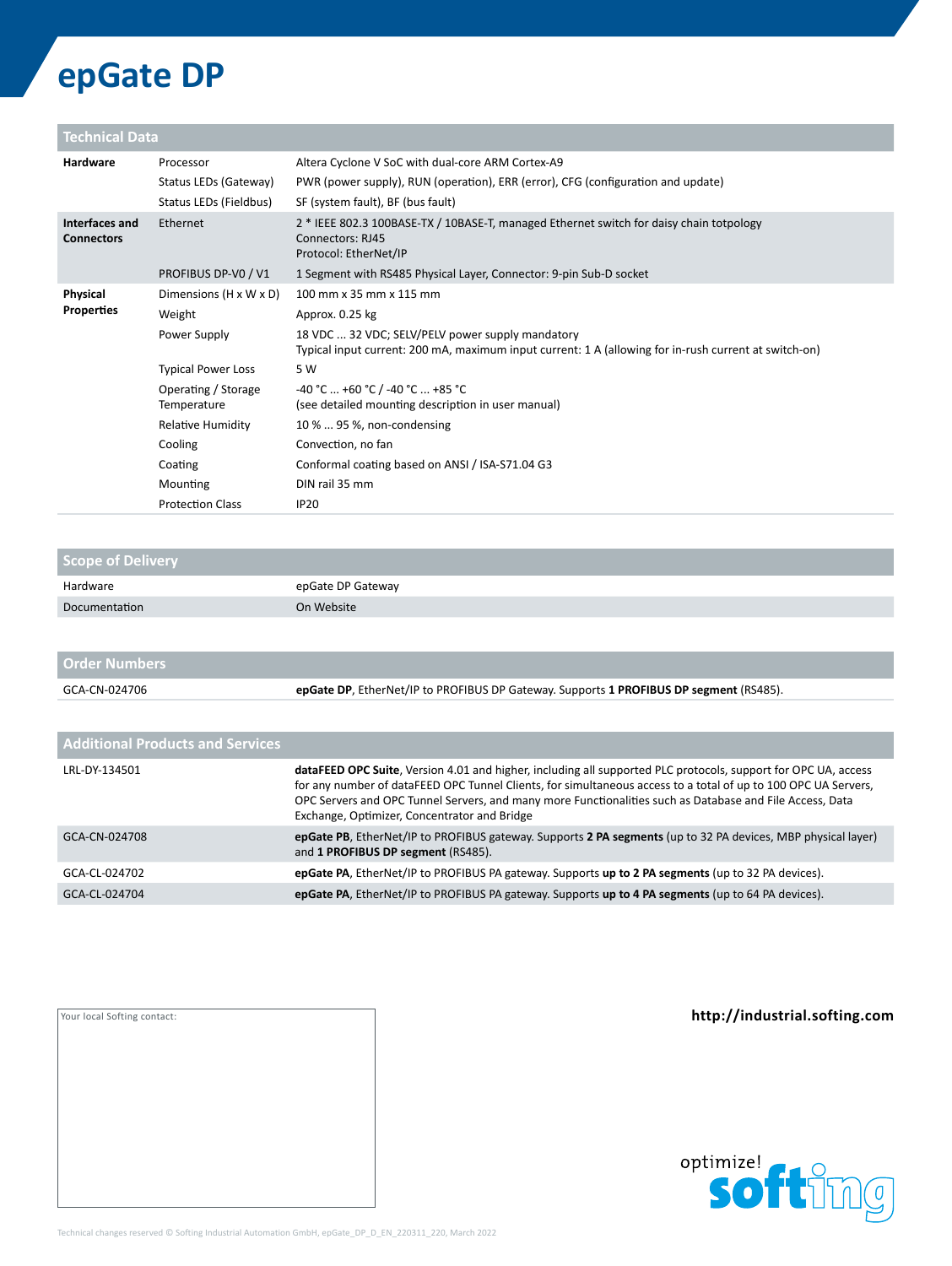# epGate DP

## Technical Data

| | | |
|---|---|---|
| **Hardware** | Processor | Altera Cyclone V SoC with dual-core ARM Cortex-A9 |
| | Status LEDs (Gateway) | PWR (power supply), RUN (operation), ERR (error), CFG (configuration and update) |
| | Status LEDs (Fieldbus) | SF (system fault), BF (bus fault) |
| **Interfaces and Connectors** | Ethernet | 2 * IEEE 802.3 100BASE-TX / 10BASE-T, managed Ethernet switch for daisy chain totpology<br>Connectors: RJ45<br>Protocol: EtherNet/IP |
| | PROFIBUS DP-V0 / V1 | 1 Segment with RS485 Physical Layer, Connector: 9-pin Sub-D socket |
| **Physical Properties** | Dimensions (H x W x D) | 100 mm x 35 mm x 115 mm |
| | Weight | Approx. 0.25 kg |
| | Power Supply | 18 VDC ... 32 VDC; SELV/PELV power supply mandatory<br>Typical input current: 200 mA, maximum input current: 1 A (allowing for in-rush current at switch-on) |
| | Typical Power Loss | 5 W |
| | Operating / Storage Temperature | -40 °C ... +60 °C / -40 °C ... +85 °C<br>(see detailed mounting description in user manual) |
| | Relative Humidity | 10 % ... 95 %, non-condensing |
| | Cooling | Convection, no fan |
| | Coating | Conformal coating based on ANSI / ISA-S71.04 G3 |
| | Mounting | DIN rail 35 mm |
| | Protection Class | IP20 |

## Scope of Delivery

| | |
|---|---|
| Hardware | epGate DP Gateway |
| Documentation | On Website |

## Order Numbers

| | |
|---|---|
| GCA-CN-024706 | **epGate DP**, EtherNet/IP to PROFIBUS DP Gateway. Supports **1 PROFIBUS DP segment** (RS485). |

## Additional Products and Services

| | |
|---|---|
| LRL-DY-134501 | **dataFEED OPC Suite**, Version 4.01 and higher, including all supported PLC protocols, support for OPC UA, access for any number of dataFEED OPC Tunnel Clients, for simultaneous access to a total of up to 100 OPC UA Servers, OPC Servers and OPC Tunnel Servers, and many more Functionalities such as Database and File Access, Data Exchange, Optimizer, Concentrator and Bridge |
| GCA-CN-024708 | **epGate PB**, EtherNet/IP to PROFIBUS gateway. Supports **2 PA segments** (up to 32 PA devices, MBP physical layer) and **1 PROFIBUS DP segment** (RS485). |
| GCA-CL-024702 | **epGate PA**, EtherNet/IP to PROFIBUS PA gateway. Supports **up to 2 PA segments** (up to 32 PA devices). |
| GCA-CL-024704 | **epGate PA**, EtherNet/IP to PROFIBUS PA gateway. Supports **up to 4 PA segments** (up to 64 PA devices). |

Your local Softing contact:

**http://industrial.softing.com**

optimize! softing

Technical changes reserved © Softing Industrial Automation GmbH, epGate_DP_D_EN_220311_220, March 2022